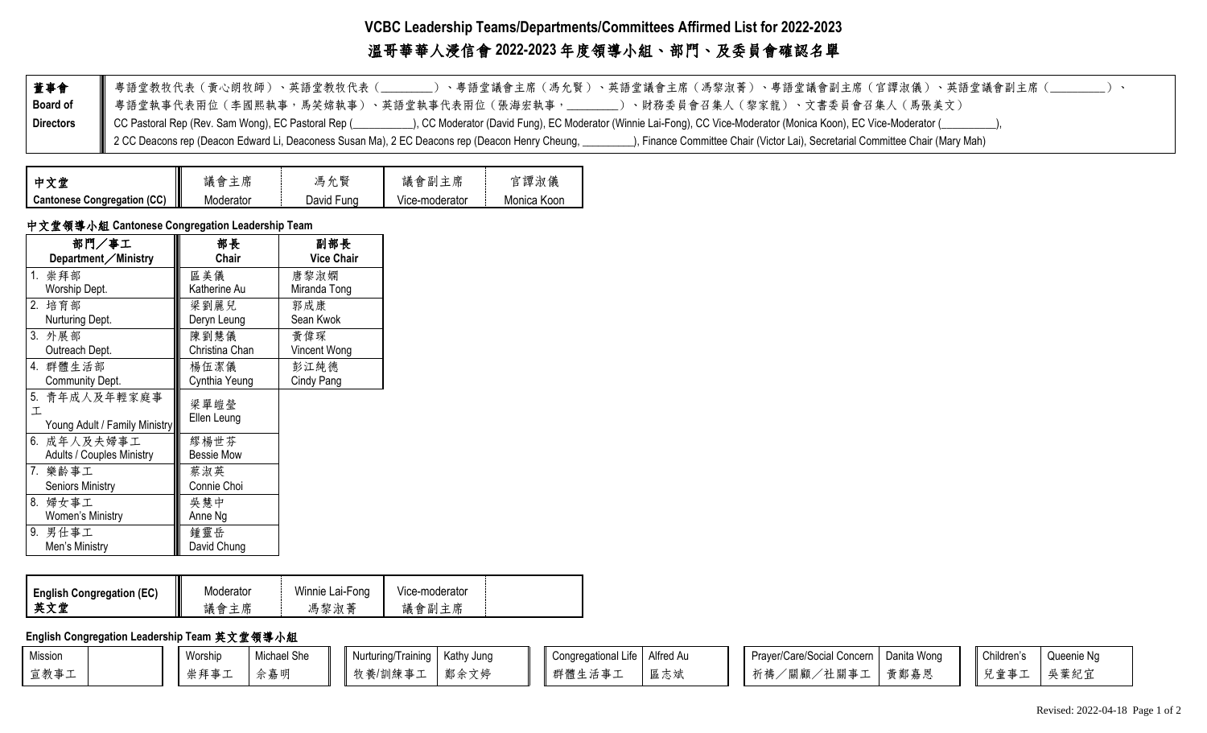# VCBC Leadership Teams/Departments/Committees Affirmed List for 2022-2023

# 溫哥華華人浸信會 2022-2023 年度領導小組、部門、及委員會確認名單

| 董事會 Board of Directors | 粵語堂教牧代表（黄心朗牧師）、英語堂教牧代表（\_\_\_\_\_\_\_\_\_）、粵語堂議會主席（馮允賢）、英語堂議會主席（馮黎淑菁）、粵語堂議會副主席（官譚淑儀）、英語堂議會副主席（\_\_\_\_\_\_\_\_\_）、粵語堂執事代表兩位（李國熙執事，馬笑嫦執事）、英語堂執事代表兩位（張海宏執事，\_\_\_\_\_\_\_\_\_）、財務委員會召集人（黎家龍）、文書委員會召集人（馬張美文）<br>CC Pastoral Rep (Rev. Sam Wong), EC Pastoral Rep (\_\_\_\_\_\_\_\_\_\_\_), CC Moderator (David Fung), EC Moderator (Winnie Lai-Fong), CC Vice-Moderator (Monica Koon), EC Vice-Moderator (\_\_\_\_\_\_\_\_\_\_), 2 CC Deacons rep (Deacon Edward Li, Deaconess Susan Ma), 2 EC Deacons rep (Deacon Henry Cheung, \_\_\_\_\_\_\_\_\_), Finance Committee Chair (Victor Lai), Secretarial Committee Chair (Mary Mah) |
|---|---|

| 中文堂 Cantonese Congregation (CC) | 議會主席 Moderator | 馮允賢 David Fung | 議會副主席 Vice-moderator | 官譚淑儀 Monica Koon |
|---|---|---|---|---|

### 中文堂領導小組 Cantonese Congregation Leadership Team

| 部門／事工 Department／Ministry | 部長 Chair | 副部長 Vice Chair |
|---|---|---|
| 1. 崇拜部 Worship Dept. | 區美儀 Katherine Au | 唐黎淑嫻 Miranda Tong |
| 2. 培育部 Nurturing Dept. | 梁劉麗兒 Deryn Leung | 郭成康 Sean Kwok |
| 3. 外展部 Outreach Dept. | 陳劉慧儀 Christina Chan | 黄偉琛 Vincent Wong |
| 4. 群體生活部 Community Dept. | 楊伍潔儀 Cynthia Yeung | 彭江純德 Cindy Pang |
| 5. 青年成人及年輕家庭事工 Young Adult / Family Ministry | 梁畢皚瑩 Ellen Leung | |
| 6. 成年人及夫婦事工 Adults / Couples Ministry | 繆楊世芬 Bessie Mow | |
| 7. 樂齡事工 Seniors Ministry | 蔡淑英 Connie Choi | |
| 8. 婦女事工 Women's Ministry | 吳慧中 Anne Ng | |
| 9. 男仕事工 Men's Ministry | 鍾靈岳 David Chung | |

| English Congregation (EC) 英文堂 | Moderator 議會主席 | Winnie Lai-Fong 馮黎淑菁 | Vice-moderator 議會副主席 | |
|---|---|---|---|---|

### English Congregation Leadership Team 英文堂領導小組

| Ministry | Leader |
|---|---|
| Mission 宣教事工 | |
| Worship 崇拜事工 | Michael She 佘嘉明 |
| Nurturing/Training 牧養/訓練事工 | Kathy Jung 鄭余文婷 |
| Congregational Life 群體生活事工 | Alfred Au 區志斌 |
| Prayer/Care/Social Concern 祈禱／關顧／社關事工 | Danita Wong 黄鄭嘉恩 |
| Children's 兒童事工 | Queenie Ng 吳葉紀宜 |

Revised: 2022-04-18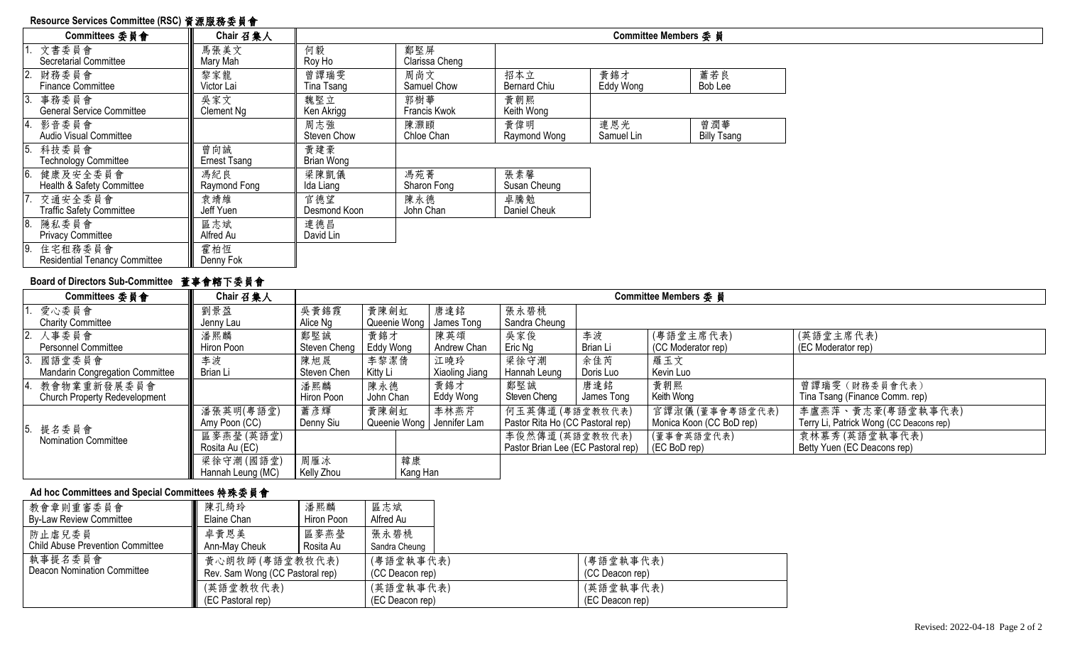## Resource Services Committee (RSC) 資源服務委員會

| Committees 委員會 | Chair 召集人 | Committee Members 委員 | | | | |
|---|---|---|---|---|---|---|
| 1. 文書委員會 Secretarial Committee | 馬張美文 Mary Mah | 何毅 Roy Ho | 鄭堅屏 Clarissa Cheng | | | |
| 2. 財務委員會 Finance Committee | 黎家龍 Victor Lai | 曾譚瑞雯 Tina Tsang | 周尚文 Samuel Chow | 招本立 Bernard Chiu | 黃錦才 Eddy Wong | 蕭若良 Bob Lee |
| 3. 事務委員會 General Service Committee | 吳家文 Clement Ng | 魏堅立 Ken Akrigg | 郭樹華 Francis Kwok | 黃朝熙 Keith Wong | | |
| 4. 影音委員會 Audio Visual Committee | | 周志強 Steven Chow | 陳灝頤 Chloe Chan | 黃偉明 Raymond Wong | 連恩光 Samuel Lin | 曾潤華 Billy Tsang |
| 5. 科技委員會 Technology Committee | 曾向誠 Ernest Tsang | 黃建豪 Brian Wong | | | | |
| 6. 健康及安全委員會 Health & Safety Committee | 馮紀良 Raymond Fong | 梁陳凱儀 Ida Liang | 馮苑菁 Sharon Fong | 張素馨 Susan Cheung | | |
| 7. 交通安全委員會 Traffic Safety Committee | 袁靖維 Jeff Yuen | 官德望 Desmond Koon | 陳永德 John Chan | 卓騰勉 Daniel Cheuk | | |
| 8. 隱私委員會 Privacy Committee | 區志斌 Alfred Au | 連德昌 David Lin | | | | |
| 9. 住宅租務委員會 Residential Tenancy Committee | 霍柏恆 Denny Fok | | | | | |

## Board of Directors Sub-Committee 董事會轄下委員會

| Committees 委員會 | Chair 召集人 | Committee Members 委員 | | | | | | |
|---|---|---|---|---|---|---|---|---|
| 1. 愛心委員會 Charity Committee | 劉景盈 Jenny Lau | 吳黃錦霞 Alice Ng | 黃陳劍虹 Queenie Wong | 唐達銘 James Tong | 張永碧桃 Sandra Cheung | | | |
| 2. 人事委員會 Personnel Committee | 潘熙麟 Hiron Poon | 鄭堅誠 Steven Cheng | 黃錦才 Eddy Wong | 陳英頌 Andrew Chan | 吳家俊 Eric Ng | 李波 Brian Li | (粵語堂主席代表) (CC Moderator rep) | (英語堂主席代表) (EC Moderator rep) |
| 3. 國語堂委員會 Mandarin Congregation Committee | 李波 Brian Li | 陳旭晨 Steven Chen | 李黎潔倩 Kitty Li | 江曉玲 Xiaoling Jiang | 梁徐守潮 Hannah Leung | 余佳芮 Doris Luo | 羅玉文 Kevin Luo | |
| 4. 教會物業重新發展委員會 Church Property Redevelopment | | 潘熙麟 Hiron Poon | 陳永德 John Chan | 黃錦才 Eddy Wong | 鄭堅誠 Steven Cheng | 唐達銘 James Tong | 黃朝熙 Keith Wong | 曾譚瑞雯（財務委員會代表） Tina Tsang (Finance Comm. rep) |
| 5. 提名委員會 Nomination Committee | 潘張英明(粵語堂) Amy Poon (CC) | 蕭彥輝 Denny Siu | 黃陳劍虹 Queenie Wong | 李林燕芹 Jennifer Lam | 何玉英傳道(粵語堂教牧代表) Pastor Rita Ho (CC Pastoral rep) | | 官譚淑儀(董事會粵語堂代表) Monica Koon (CC BoD rep) | 李盧燕萍、黃志豪(粵語堂執事代表) Terry Li, Patrick Wong (CC Deacons rep) |
| | 區麥燕瑩(英語堂) Rosita Au (EC) | | | | 李俊然傳道(英語堂教牧代表) Pastor Brian Lee (EC Pastoral rep) | | (董事會英語堂代表) (EC BoD rep) | 袁林慕秀(英語堂執事代表) Betty Yuen (EC Deacons rep) |
| | 梁徐守潮(國語堂) Hannah Leung (MC) | 周雁冰 Kelly Zhou | 韓康 Kang Han | | | | | |

## Ad hoc Committees and Special Committees 特殊委員會

| | | | | |
|---|---|---|---|---|
| 教會章則重審委員會 By-Law Review Committee | 陳孔綺玲 Elaine Chan | 潘熙麟 Hiron Poon | 區志斌 Alfred Au | |
| 防止虐兒委員 Child Abuse Prevention Committee | 卓黃恩美 Ann-May Cheuk | 區麥燕瑩 Rosita Au | 張永碧桃 Sandra Cheung | |
| 執事提名委員會 Deacon Nomination Committee | 黃心朗牧師(粵語堂教牧代表) Rev. Sam Wong (CC Pastoral rep) | | (粵語堂執事代表) (CC Deacon rep) | (粵語堂執事代表) (CC Deacon rep) |
| | (英語堂教牧代表) (EC Pastoral rep) | | (英語堂執事代表) (EC Deacon rep) | (英語堂執事代表) (EC Deacon rep) |

Revised: 2022-04-18